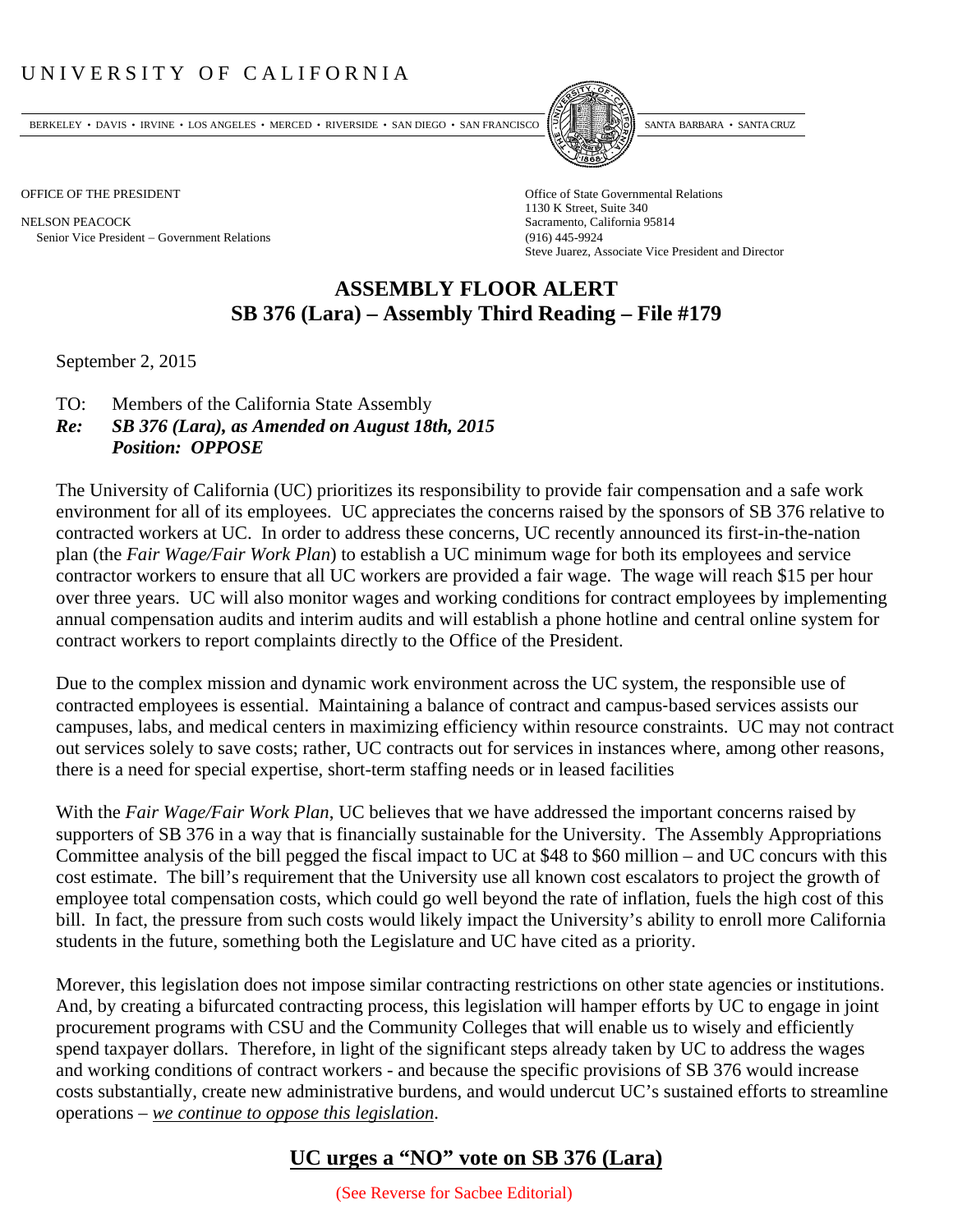UNIVERSITY OF CALIFORNIA

BERKELEY • DAVIS • IRVINE • LOS ANGELES • MERCED • RIVERSIDE • SAN DIEGO • SAN FRANCISCO • SANTA BARBARA • SANTA CRUZ

OFFICE OF THE PRESIDENT

NELSON PEACOCK
Senior Vice President – Government Relations

Office of State Governmental Relations
1130 K Street, Suite 340
Sacramento, California 95814
(916) 445-9924
Steve Juarez, Associate Vice President and Director

# ASSEMBLY FLOOR ALERT
## SB 376 (Lara) – Assembly Third Reading – File #179

September 2, 2015

TO: Members of the California State Assembly
***Re: SB 376 (Lara), as Amended on August 18th, 2015***
***Position: OPPOSE***

The University of California (UC) prioritizes its responsibility to provide fair compensation and a safe work environment for all of its employees. UC appreciates the concerns raised by the sponsors of SB 376 relative to contracted workers at UC. In order to address these concerns, UC recently announced its first-in-the-nation plan (the *Fair Wage/Fair Work Plan*) to establish a UC minimum wage for both its employees and service contractor workers to ensure that all UC workers are provided a fair wage. The wage will reach $15 per hour over three years. UC will also monitor wages and working conditions for contract employees by implementing annual compensation audits and interim audits and will establish a phone hotline and central online system for contract workers to report complaints directly to the Office of the President.

Due to the complex mission and dynamic work environment across the UC system, the responsible use of contracted employees is essential. Maintaining a balance of contract and campus-based services assists our campuses, labs, and medical centers in maximizing efficiency within resource constraints. UC may not contract out services solely to save costs; rather, UC contracts out for services in instances where, among other reasons, there is a need for special expertise, short-term staffing needs or in leased facilities

With the *Fair Wage/Fair Work Plan*, UC believes that we have addressed the important concerns raised by supporters of SB 376 in a way that is financially sustainable for the University. The Assembly Appropriations Committee analysis of the bill pegged the fiscal impact to UC at $48 to $60 million – and UC concurs with this cost estimate. The bill's requirement that the University use all known cost escalators to project the growth of employee total compensation costs, which could go well beyond the rate of inflation, fuels the high cost of this bill. In fact, the pressure from such costs would likely impact the University's ability to enroll more California students in the future, something both the Legislature and UC have cited as a priority.

Morever, this legislation does not impose similar contracting restrictions on other state agencies or institutions. And, by creating a bifurcated contracting process, this legislation will hamper efforts by UC to engage in joint procurement programs with CSU and the Community Colleges that will enable us to wisely and efficiently spend taxpayer dollars. Therefore, in light of the significant steps already taken by UC to address the wages and working conditions of contract workers - and because the specific provisions of SB 376 would increase costs substantially, create new administrative burdens, and would undercut UC's sustained efforts to streamline operations – *we continue to oppose this legislation*.

## UC urges a "NO" vote on SB 376 (Lara)

(See Reverse for Sacbee Editorial)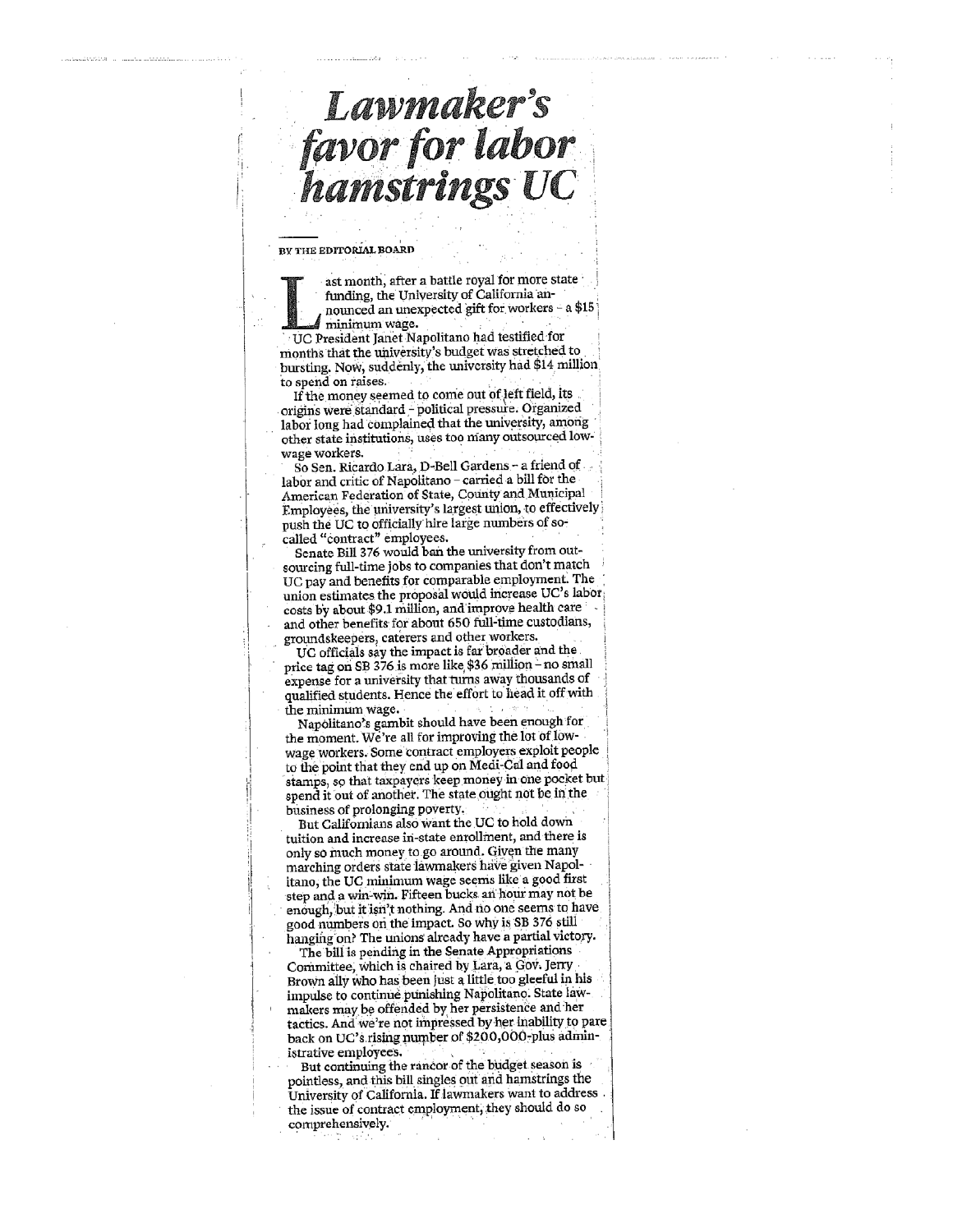# *Lawmaker's favor for labor hamstrings UC*

BY THE EDITORIAL BOARD

Last month, after a battle royal for more state funding, the University of California announced an unexpected gift for workers – a $15 minimum wage.

UC President Janet Napolitano had testified for months that the university's budget was stretched to bursting. Now, suddenly, the university had $14 million to spend on raises.

If the money seemed to come out of left field, its origins were standard – political pressure. Organized labor long had complained that the university, among other state institutions, uses too many outsourced low-wage workers.

So Sen. Ricardo Lara, D-Bell Gardens – a friend of labor and critic of Napolitano – carried a bill for the American Federation of State, County and Municipal Employees, the university's largest union, to effectively push the UC to officially hire large numbers of so-called "contract" employees.

Senate Bill 376 would ban the university from outsourcing full-time jobs to companies that don't match UC pay and benefits for comparable employment. The union estimates the proposal would increase UC's labor costs by about $9.1 million, and improve health care and other benefits for about 650 full-time custodians, groundskeepers, caterers and other workers.

UC officials say the impact is far broader and the price tag on SB 376 is more like $36 million – no small expense for a university that turns away thousands of qualified students. Hence the effort to head it off with the minimum wage.

Napolitano's gambit should have been enough for the moment. We're all for improving the lot of low-wage workers. Some contract employers exploit people to the point that they end up on Medi-Cal and food stamps, so that taxpayers keep money in one pocket but spend it out of another. The state ought not be in the business of prolonging poverty.

But Californians also want the UC to hold down tuition and increase in-state enrollment, and there is only so much money to go around. Given the many marching orders state lawmakers have given Napolitano, the UC minimum wage seems like a good first step and a win-win. Fifteen bucks an hour may not be enough, but it isn't nothing. And no one seems to have good numbers on the impact. So why is SB 376 still hanging on? The unions already have a partial victory.

The bill is pending in the Senate Appropriations Committee, which is chaired by Lara, a Gov. Jerry Brown ally who has been just a little too gleeful in his impulse to continue punishing Napolitano. State lawmakers may be offended by her persistence and her tactics. And we're not impressed by her inability to pare back on UC's rising number of $200,000-plus administrative employees.

But continuing the rancor of the budget season is pointless, and this bill singles out and hamstrings the University of California. If lawmakers want to address the issue of contract employment, they should do so comprehensively.